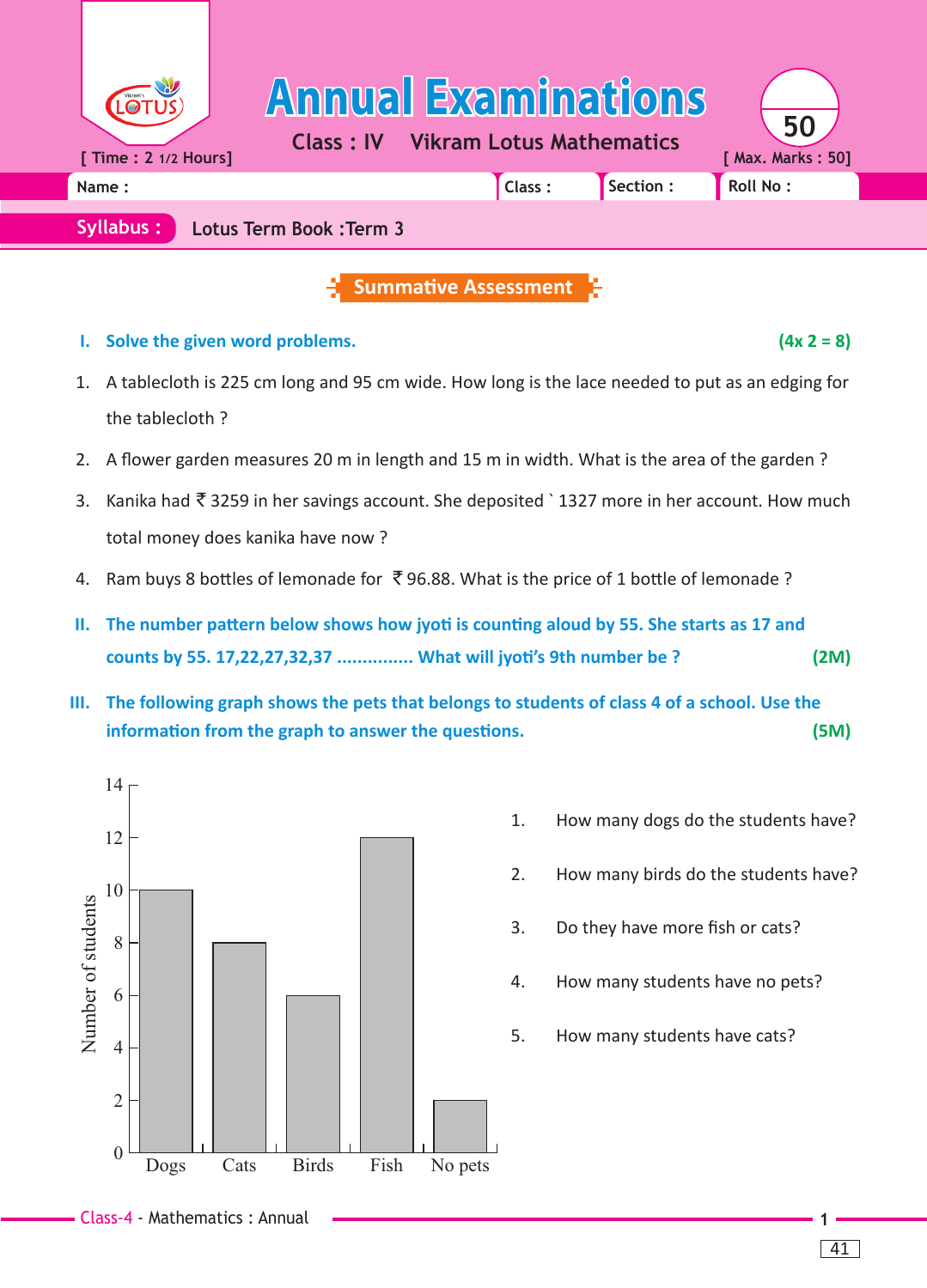# Annual Examinations

**Class : IV     Vikram Lotus Mathematics**

[ Time : 2 1/2 Hours]     [ Max. Marks : 50]

Name :     Class :     Section :     Roll No :

**Syllabus :** Lotus Term Book :Term 3

## Summative Assessment

**I. Solve the given word problems.** **(4x 2 = 8)**

1. A tablecloth is 225 cm long and 95 cm wide. How long is the lace needed to put as an edging for the tablecloth ?
2. A flower garden measures 20 m in length and 15 m in width. What is the area of the garden ?
3. Kanika had ₹ 3259 in her savings account. She deposited ` 1327 more in her account. How much total money does kanika have now ?
4. Ram buys 8 bottles of lemonade for ₹ 96.88. What is the price of 1 bottle of lemonade ?

**II. The number pattern below shows how jyoti is counting aloud by 55. She starts as 17 and counts by 55. 17,22,27,32,37 ............... What will jyoti's 9th number be ?** **(2M)**

**III. The following graph shows the pets that belongs to students of class 4 of a school. Use the information from the graph to answer the questions.** **(5M)**

Number of students

14
12
10
8
6
4
2
0

Dogs Cats Birds Fish No pets

1. How many dogs do the students have?
2. How many birds do the students have?
3. Do they have more fish or cats?
4. How many students have no pets?
5. How many students have cats?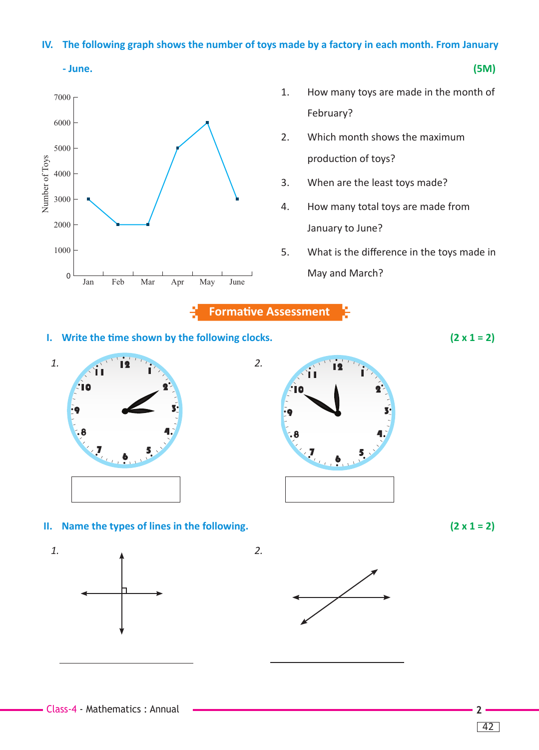**IV. The following graph shows the number of toys made by a factory in each month. From January - June.** **(5M)**

Number of Toys

7000
6000
5000
4000
3000
2000
1000
0

Jan Feb Mar Apr May June

1. How many toys are made in the month of February?
2. Which month shows the maximum production of toys?
3. When are the least toys made?
4. How many total toys are made from January to June?
5. What is the difference in the toys made in May and March?

## Formative Assessment

**I. Write the time shown by the following clocks.** **(2 x 1 = 2)**

*1.*

*2.*

**II. Name the types of lines in the following.** **(2 x 1 = 2)**

*1.*

*2.*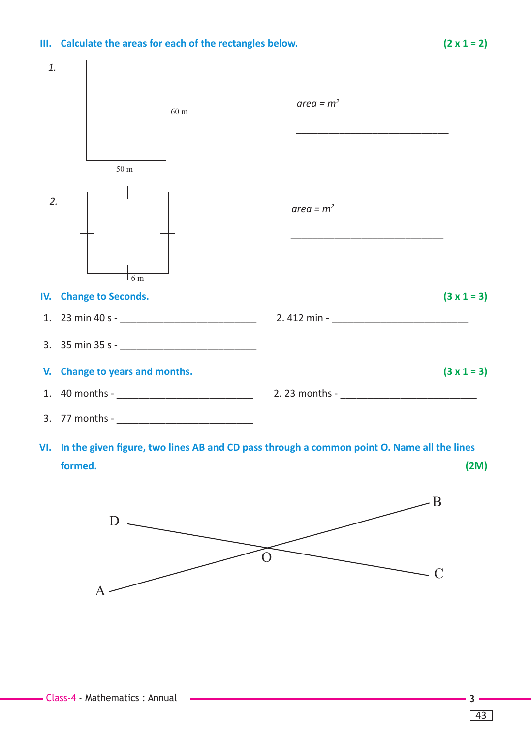### III. Calculate the areas for each of the rectangles below. (2 x 1 = 2)

1. 

60 m

50 m

*area = m²* $\text{area} = m^2$ ______________________________

2. 

6 m

*area =* $m^2$ ______________________________

### IV. Change to Seconds. (3 x 1 = 3)

1. 23 min 40 s - __________________________
2. 412 min - __________________________
3. 35 min 35 s - __________________________

### V. Change to years and months. (3 x 1 = 3)

1. 40 months - __________________________
2. 23 months - __________________________
3. 77 months - __________________________

### VI. In the given figure, two lines AB and CD pass through a common point O. Name all the lines formed. (2M)

D B

O

A C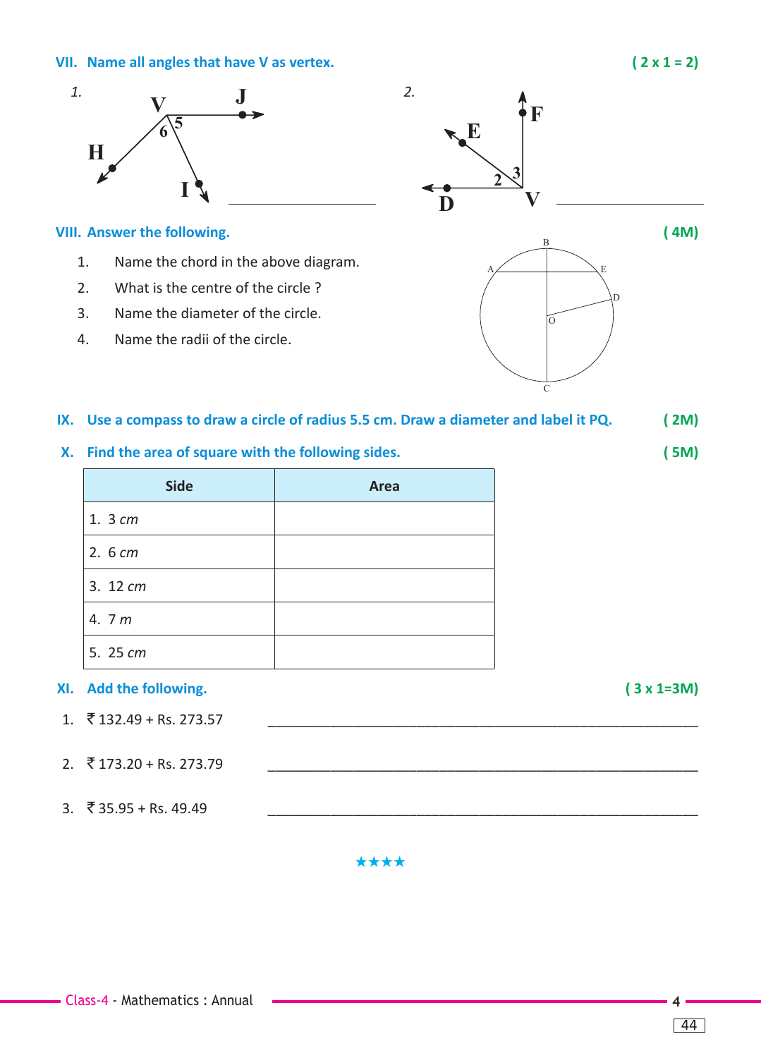## VII. Name all angles that have V as vertex. ( 2 x 1 = 2)

1. V J H I 6 5 ______________

2. F E D V 2 3 ______________

## VIII. Answer the following. ( 4M)

1. Name the chord in the above diagram.
2. What is the centre of the circle ?
3. Name the diameter of the circle.
4. Name the radii of the circle.

B A E D O C

## IX. Use a compass to draw a circle of radius 5.5 cm. Draw a diameter and label it PQ. ( 2M)

## X. Find the area of square with the following sides. ( 5M)

| Side | Area |
|---|---|
| 1. 3 *cm* | |
| 2. 6 *cm* | |
| 3. 12 *cm* | |
| 4. 7 *m* | |
| 5. 25 *cm* | |

## XI. Add the following. ( 3 x 1=3M)

1. ₹ 132.49 + Rs. 273.57 ______________________________

2. ₹ 173.20 + Rs. 273.79 ______________________________

3. ₹ 35.95 + Rs. 49.49 ______________________________

★★★★